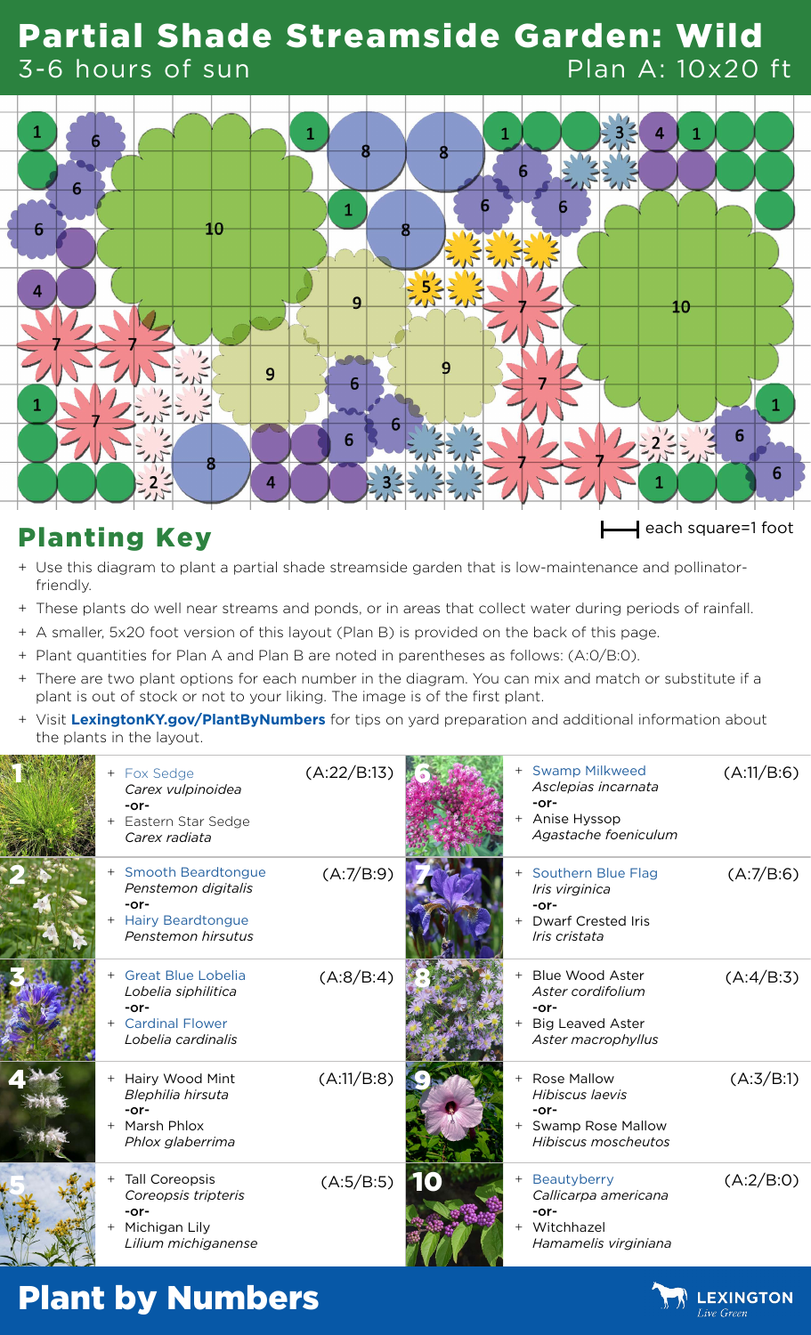# Partial Shade Streamside Garden: Wild

3-6 hours of sun

Plan A: 10x20 ft

## Planting Key

each square=1 foot

- Use this diagram to plant a partial shade streamside garden that is low-maintenance and pollinator-friendly.
- These plants do well near streams and ponds, or in areas that collect water during periods of rainfall.
- A smaller, 5x20 foot version of this layout (Plan B) is provided on the back of this page.
- Plant quantities for Plan A and Plan B are noted in parentheses as follows: (A:0/B:0).
- There are two plant options for each number in the diagram. You can mix and match or substitute if a plant is out of stock or not to your liking. The image is of the first plant.
- Visit **LexingtonKY.gov/PlantByNumbers** for tips on yard preparation and additional information about the plants in the layout.

| # | Plants | Quantity |
|---|---|---|
| 1 | Fox Sedge *Carex vulpinoidea* -or- Eastern Star Sedge *Carex radiata* | (A:22/B:13) |
| 2 | Smooth Beardtongue *Penstemon digitalis* -or- Hairy Beardtongue *Penstemon hirsutus* | (A:7/B:9) |
| 3 | Great Blue Lobelia *Lobelia siphilitica* -or- Cardinal Flower *Lobelia cardinalis* | (A:8/B:4) |
| 4 | Hairy Wood Mint *Blephilia hirsuta* -or- Marsh Phlox *Phlox glaberrima* | (A:11/B:8) |
| 5 | Tall Coreopsis *Coreopsis tripteris* -or- Michigan Lily *Lilium michiganense* | (A:5/B:5) |
| 6 | Swamp Milkweed *Asclepias incarnata* -or- Anise Hyssop *Agastache foeniculum* | (A:11/B:6) |
| 7 | Southern Blue Flag *Iris virginica* -or- Dwarf Crested Iris *Iris cristata* | (A:7/B:6) |
| 8 | Blue Wood Aster *Aster cordifolium* -or- Big Leaved Aster *Aster macrophyllus* | (A:4/B:3) |
| 9 | Rose Mallow *Hibiscus laevis* -or- Swamp Rose Mallow *Hibiscus moscheutos* | (A:3/B:1) |
| 10 | Beautyberry *Callicarpa americana* -or- Witchhazel *Hamamelis virginiana* | (A:2/B:0) |

# Plant by Numbers

LEXINGTON *Live Green*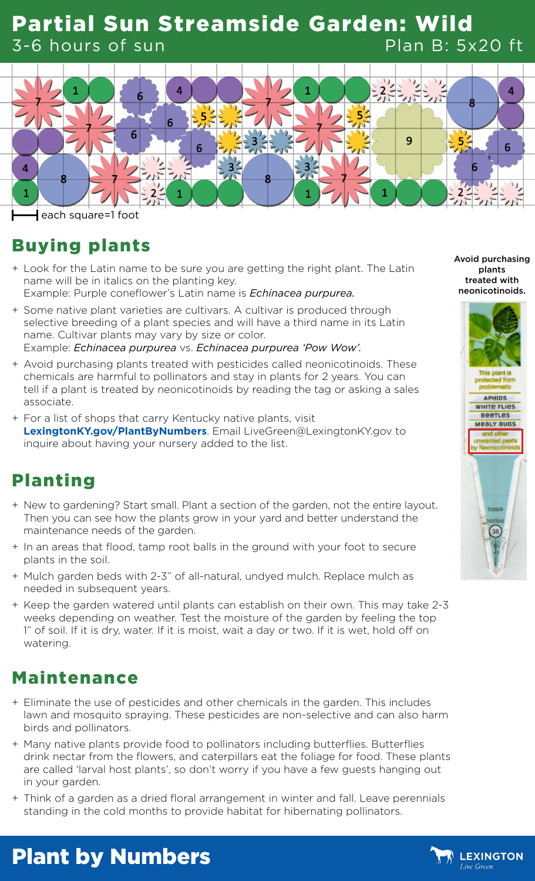# Partial Sun Streamside Garden: Wild

3-6 hours of sun

Plan B: 5x20 ft

each square=1 foot

## Buying plants

+ Look for the Latin name to be sure you are getting the right plant. The Latin name will be in italics on the planting key.
  Example: Purple coneflower's Latin name is *Echinacea purpurea.*
+ Some native plant varieties are cultivars. A cultivar is produced through selective breeding of a plant species and will have a third name in its Latin name. Cultivar plants may vary by size or color.
  Example: *Echinacea purpurea* vs. *Echinacea purpurea 'Pow Wow'.*
+ Avoid purchasing plants treated with pesticides called neonicotinoids. These chemicals are harmful to pollinators and stay in plants for 2 years. You can tell if a plant is treated by neonicotinoids by reading the tag or asking a sales associate.
+ For a list of shops that carry Kentucky native plants, visit **LexingtonKY.gov/PlantByNumbers**. Email LiveGreen@LexingtonKY.gov to inquire about having your nursery added to the list.

**Avoid purchasing plants treated with neonicotinoids.**

## Planting

+ New to gardening? Start small. Plant a section of the garden, not the entire layout. Then you can see how the plants grow in your yard and better understand the maintenance needs of the garden.
+ In an areas that flood, tamp root balls in the ground with your foot to secure plants in the soil.
+ Mulch garden beds with 2-3" of all-natural, undyed mulch. Replace mulch as needed in subsequent years.
+ Keep the garden watered until plants can establish on their own. This may take 2-3 weeks depending on weather. Test the moisture of the garden by feeling the top 1" of soil. If it is dry, water. If it is moist, wait a day or two. If it is wet, hold off on watering.

## Maintenance

+ Eliminate the use of pesticides and other chemicals in the garden. This includes lawn and mosquito spraying. These pesticides are non-selective and can also harm birds and pollinators.
+ Many native plants provide food to pollinators including butterflies. Butterflies drink nectar from the flowers, and caterpillars eat the foliage for food. These plants are called 'larval host plants', so don't worry if you have a few guests hanging out in your garden.
+ Think of a garden as a dried floral arrangement in winter and fall. Leave perennials standing in the cold months to provide habitat for hibernating pollinators.

# Plant by Numbers